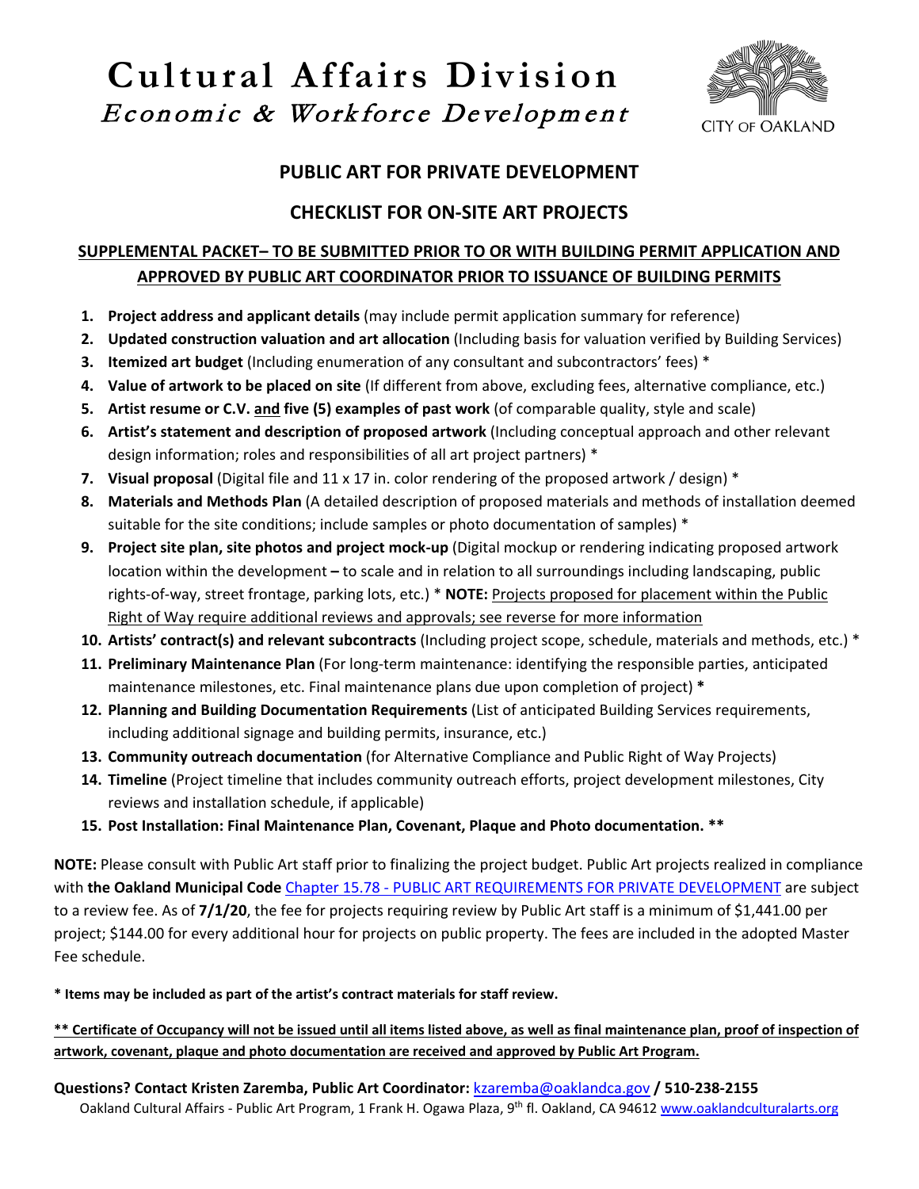# Cultural Affairs Division
*Economic & Workforce Development*

CITY OF OAKLAND

## PUBLIC ART FOR PRIVATE DEVELOPMENT

## CHECKLIST FOR ON-SITE ART PROJECTS

### SUPPLEMENTAL PACKET– TO BE SUBMITTED PRIOR TO OR WITH BUILDING PERMIT APPLICATION AND APPROVED BY PUBLIC ART COORDINATOR PRIOR TO ISSUANCE OF BUILDING PERMITS

1. **Project address and applicant details** (may include permit application summary for reference)
2. **Updated construction valuation and art allocation** (Including basis for valuation verified by Building Services)
3. **Itemized art budget** (Including enumeration of any consultant and subcontractors' fees) *
4. **Value of artwork to be placed on site** (If different from above, excluding fees, alternative compliance, etc.)
5. **Artist resume or C.V. and five (5) examples of past work** (of comparable quality, style and scale)
6. **Artist's statement and description of proposed artwork** (Including conceptual approach and other relevant design information; roles and responsibilities of all art project partners) *
7. **Visual proposal** (Digital file and 11 x 17 in. color rendering of the proposed artwork / design) *
8. **Materials and Methods Plan** (A detailed description of proposed materials and methods of installation deemed suitable for the site conditions; include samples or photo documentation of samples) *
9. **Project site plan, site photos and project mock-up** (Digital mockup or rendering indicating proposed artwork location within the development **–** to scale and in relation to all surroundings including landscaping, public rights-of-way, street frontage, parking lots, etc.) * **NOTE:** Projects proposed for placement within the Public Right of Way require additional reviews and approvals; see reverse for more information
10. **Artists' contract(s) and relevant subcontracts** (Including project scope, schedule, materials and methods, etc.) *
11. **Preliminary Maintenance Plan** (For long-term maintenance: identifying the responsible parties, anticipated maintenance milestones, etc. Final maintenance plans due upon completion of project) *
12. **Planning and Building Documentation Requirements** (List of anticipated Building Services requirements, including additional signage and building permits, insurance, etc.)
13. **Community outreach documentation** (for Alternative Compliance and Public Right of Way Projects)
14. **Timeline** (Project timeline that includes community outreach efforts, project development milestones, City reviews and installation schedule, if applicable)
15. **Post Installation: Final Maintenance Plan, Covenant, Plaque and Photo documentation. ****

**NOTE:** Please consult with Public Art staff prior to finalizing the project budget. Public Art projects realized in compliance with **the Oakland Municipal Code** Chapter 15.78 - PUBLIC ART REQUIREMENTS FOR PRIVATE DEVELOPMENT are subject to a review fee. As of **7/1/20**, the fee for projects requiring review by Public Art staff is a minimum of $1,441.00 per project; $144.00 for every additional hour for projects on public property. The fees are included in the adopted Master Fee schedule.

**\* Items may be included as part of the artist's contract materials for staff review.**

**\*\* Certificate of Occupancy will not be issued until all items listed above, as well as final maintenance plan, proof of inspection of artwork, covenant, plaque and photo documentation are received and approved by Public Art Program.**

**Questions? Contact Kristen Zaremba, Public Art Coordinator:** kzaremba@oaklandca.gov **/ 510-238-2155**

Oakland Cultural Affairs - Public Art Program, 1 Frank H. Ogawa Plaza, 9th fl. Oakland, CA 94612 www.oaklandculturalarts.org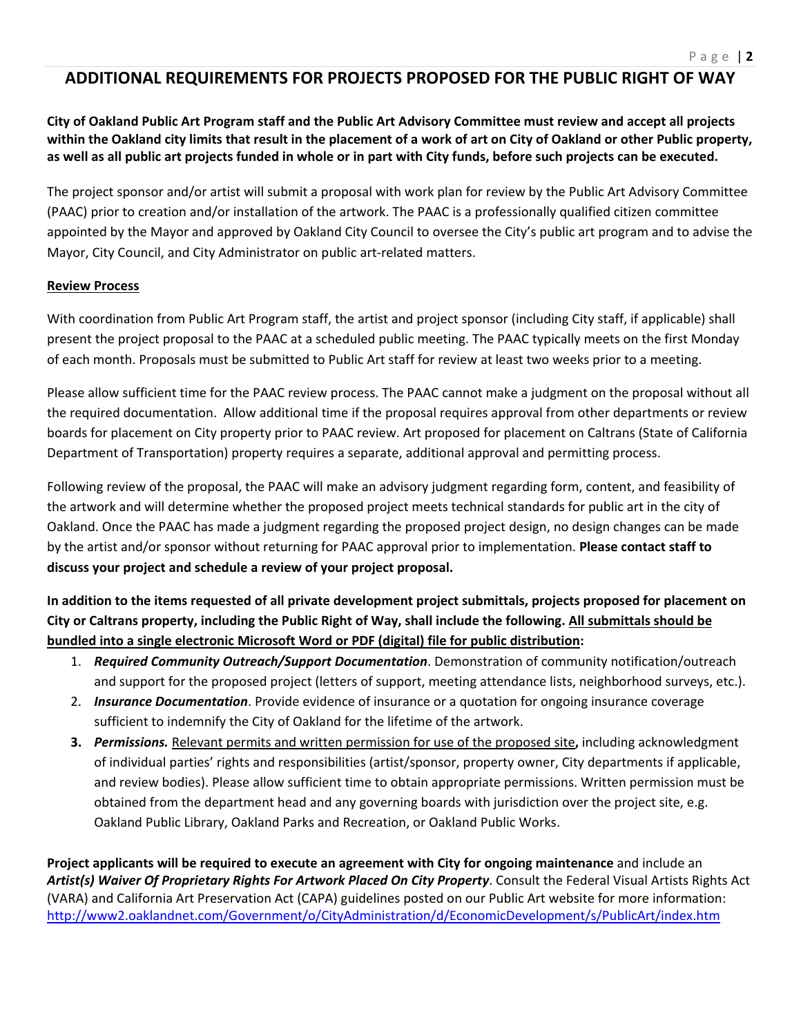# ADDITIONAL REQUIREMENTS FOR PROJECTS PROPOSED FOR THE PUBLIC RIGHT OF WAY

**City of Oakland Public Art Program staff and the Public Art Advisory Committee must review and accept all projects within the Oakland city limits that result in the placement of a work of art on City of Oakland or other Public property, as well as all public art projects funded in whole or in part with City funds, before such projects can be executed.**

The project sponsor and/or artist will submit a proposal with work plan for review by the Public Art Advisory Committee (PAAC) prior to creation and/or installation of the artwork. The PAAC is a professionally qualified citizen committee appointed by the Mayor and approved by Oakland City Council to oversee the City's public art program and to advise the Mayor, City Council, and City Administrator on public art-related matters.

**<u>Review Process</u>**

With coordination from Public Art Program staff, the artist and project sponsor (including City staff, if applicable) shall present the project proposal to the PAAC at a scheduled public meeting. The PAAC typically meets on the first Monday of each month. Proposals must be submitted to Public Art staff for review at least two weeks prior to a meeting.

Please allow sufficient time for the PAAC review process. The PAAC cannot make a judgment on the proposal without all the required documentation. Allow additional time if the proposal requires approval from other departments or review boards for placement on City property prior to PAAC review. Art proposed for placement on Caltrans (State of California Department of Transportation) property requires a separate, additional approval and permitting process.

Following review of the proposal, the PAAC will make an advisory judgment regarding form, content, and feasibility of the artwork and will determine whether the proposed project meets technical standards for public art in the city of Oakland. Once the PAAC has made a judgment regarding the proposed project design, no design changes can be made by the artist and/or sponsor without returning for PAAC approval prior to implementation. **Please contact staff to discuss your project and schedule a review of your project proposal.**

**In addition to the items requested of all private development project submittals, projects proposed for placement on City or Caltrans property, including the Public Right of Way, shall include the following. <u>All submittals should be bundled into a single electronic Microsoft Word or PDF (digital) file for public distribution</u>:**

1. ***Required Community Outreach/Support Documentation***. Demonstration of community notification/outreach and support for the proposed project (letters of support, meeting attendance lists, neighborhood surveys, etc.).
2. ***Insurance Documentation***. Provide evidence of insurance or a quotation for ongoing insurance coverage sufficient to indemnify the City of Oakland for the lifetime of the artwork.
3. ***Permissions.*** <u>Relevant permits and written permission for use of the proposed site</u>**,** including acknowledgment of individual parties' rights and responsibilities (artist/sponsor, property owner, City departments if applicable, and review bodies). Please allow sufficient time to obtain appropriate permissions. Written permission must be obtained from the department head and any governing boards with jurisdiction over the project site, e.g. Oakland Public Library, Oakland Parks and Recreation, or Oakland Public Works.

**Project applicants will be required to execute an agreement with City for ongoing maintenance** and include an ***Artist(s) Waiver Of Proprietary Rights For Artwork Placed On City Property***. Consult the Federal Visual Artists Rights Act (VARA) and California Art Preservation Act (CAPA) guidelines posted on our Public Art website for more information: http://www2.oaklandnet.com/Government/o/CityAdministration/d/EconomicDevelopment/s/PublicArt/index.htm